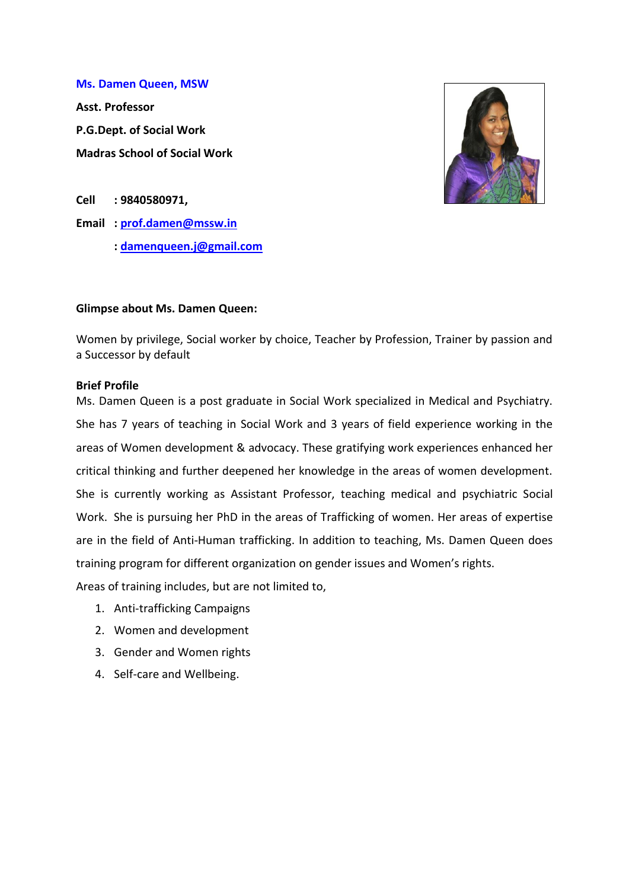**Ms. Damen Queen, MSW**

**Asst. Professor**

**P.G.Dept. of Social Work**

**Madras School of Social Work**

**Cell : 9840580971,**

**Email : [prof.damen@mssw.in](mailto:prof.damen@mssw.in)**

**: [damenqueen.j@gmail.com](mailto:damenqueen.j@gmail.com)**

**Glimpse about Ms. Damen Queen:**

Women by privilege, Social worker by choice, Teacher by Profession, Trainer by passion and a Successor by default

**Brief Profile**

Ms. Damen Queen is a post graduate in Social Work specialized in Medical and Psychiatry. She has 7 years of teaching in Social Work and 3 years of field experience working in the areas of Women development & advocacy. These gratifying work experiences enhanced her critical thinking and further deepened her knowledge in the areas of women development. She is currently working as Assistant Professor, teaching medical and psychiatric Social Work. She is pursuing her PhD in the areas of Trafficking of women. Her areas of expertise are in the field of Anti-Human trafficking. In addition to teaching, Ms. Damen Queen does training program for different organization on gender issues and Women's rights.

Areas of training includes, but are not limited to,

1. Anti-trafficking Campaigns
2. Women and development
3. Gender and Women rights
4. Self-care and Wellbeing.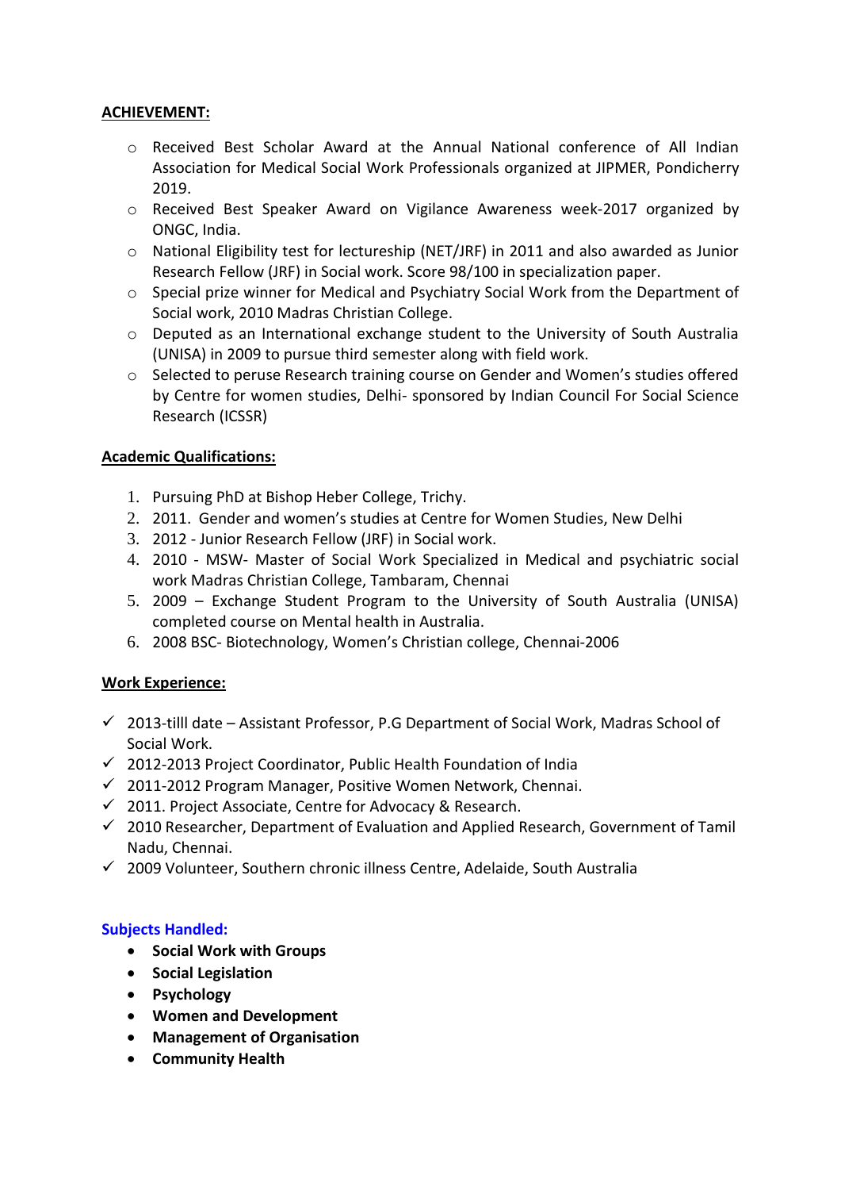## ACHIEVEMENT:

- Received Best Scholar Award at the Annual National conference of All Indian Association for Medical Social Work Professionals organized at JIPMER, Pondicherry 2019.
- Received Best Speaker Award on Vigilance Awareness week-2017 organized by ONGC, India.
- National Eligibility test for lectureship (NET/JRF) in 2011 and also awarded as Junior Research Fellow (JRF) in Social work. Score 98/100 in specialization paper.
- Special prize winner for Medical and Psychiatry Social Work from the Department of Social work, 2010 Madras Christian College.
- Deputed as an International exchange student to the University of South Australia (UNISA) in 2009 to pursue third semester along with field work.
- Selected to peruse Research training course on Gender and Women's studies offered by Centre for women studies, Delhi- sponsored by Indian Council For Social Science Research (ICSSR)

## Academic Qualifications:

1. Pursuing PhD at Bishop Heber College, Trichy.
2. 2011. Gender and women's studies at Centre for Women Studies, New Delhi
3. 2012 - Junior Research Fellow (JRF) in Social work.
4. 2010 - MSW- Master of Social Work Specialized in Medical and psychiatric social work Madras Christian College, Tambaram, Chennai
5. 2009 – Exchange Student Program to the University of South Australia (UNISA) completed course on Mental health in Australia.
6. 2008 BSC- Biotechnology, Women's Christian college, Chennai-2006

## Work Experience:

- ✓ 2013-tilll date – Assistant Professor, P.G Department of Social Work, Madras School of Social Work.
- ✓ 2012-2013 Project Coordinator, Public Health Foundation of India
- ✓ 2011-2012 Program Manager, Positive Women Network, Chennai.
- ✓ 2011. Project Associate, Centre for Advocacy & Research.
- ✓ 2010 Researcher, Department of Evaluation and Applied Research, Government of Tamil Nadu, Chennai.
- ✓ 2009 Volunteer, Southern chronic illness Centre, Adelaide, South Australia

## Subjects Handled:

- **Social Work with Groups**
- **Social Legislation**
- **Psychology**
- **Women and Development**
- **Management of Organisation**
- **Community Health**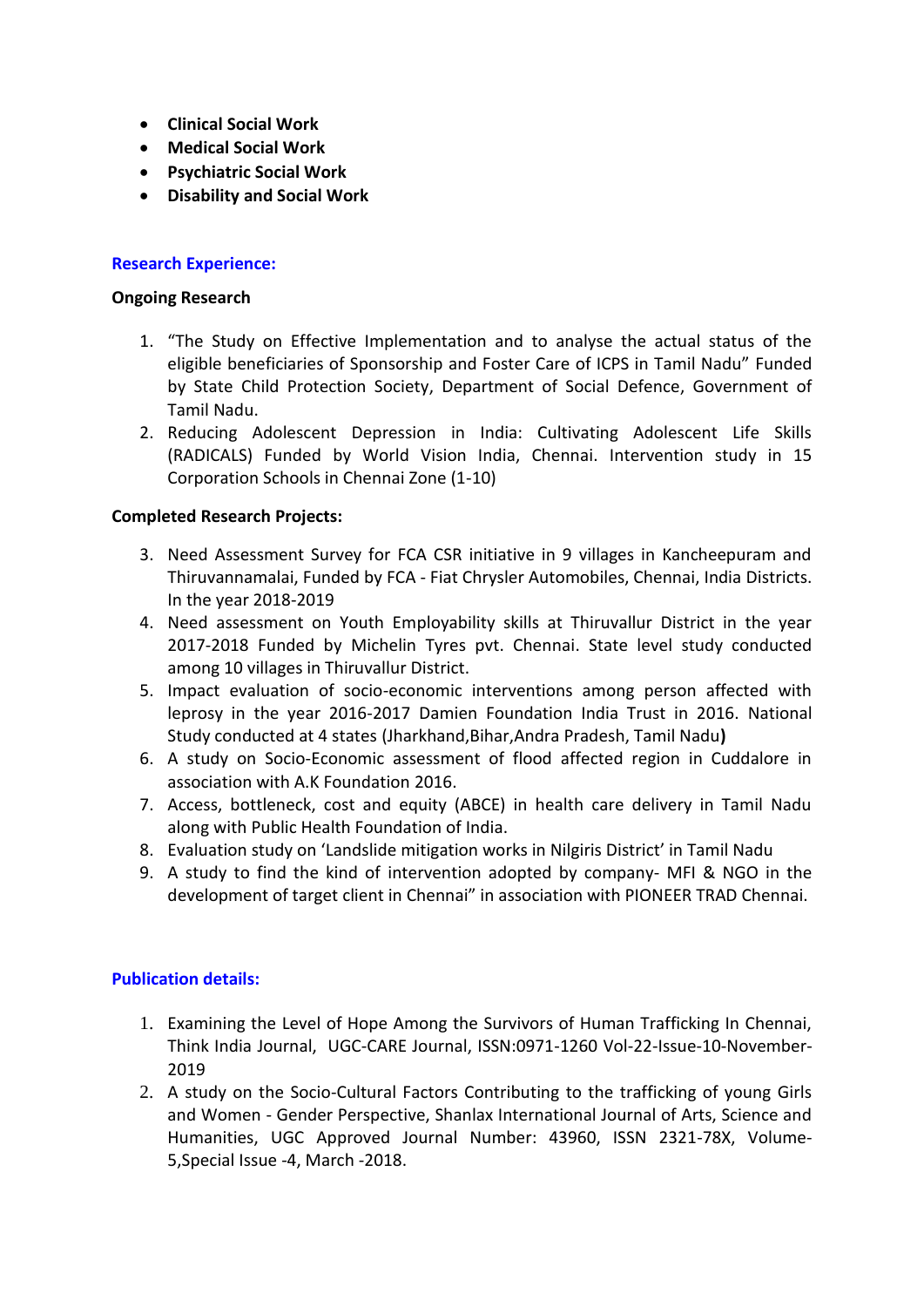- **Clinical Social Work**
- **Medical Social Work**
- **Psychiatric Social Work**
- **Disability and Social Work**

## Research Experience:

**Ongoing Research**

1. "The Study on Effective Implementation and to analyse the actual status of the eligible beneficiaries of Sponsorship and Foster Care of ICPS in Tamil Nadu" Funded by State Child Protection Society, Department of Social Defence, Government of Tamil Nadu.
2. Reducing Adolescent Depression in India: Cultivating Adolescent Life Skills (RADICALS) Funded by World Vision India, Chennai. Intervention study in 15 Corporation Schools in Chennai Zone (1-10)

**Completed Research Projects:**

3. Need Assessment Survey for FCA CSR initiative in 9 villages in Kancheepuram and Thiruvannamalai, Funded by FCA - Fiat Chrysler Automobiles, Chennai, India Districts. In the year 2018-2019
4. Need assessment on Youth Employability skills at Thiruvallur District in the year 2017-2018 Funded by Michelin Tyres pvt. Chennai. State level study conducted among 10 villages in Thiruvallur District.
5. Impact evaluation of socio-economic interventions among person affected with leprosy in the year 2016-2017 Damien Foundation India Trust in 2016. National Study conducted at 4 states (Jharkhand,Bihar,Andra Pradesh, Tamil Nadu**)**
6. A study on Socio-Economic assessment of flood affected region in Cuddalore in association with A.K Foundation 2016.
7. Access, bottleneck, cost and equity (ABCE) in health care delivery in Tamil Nadu along with Public Health Foundation of India.
8. Evaluation study on 'Landslide mitigation works in Nilgiris District' in Tamil Nadu
9. A study to find the kind of intervention adopted by company- MFI & NGO in the development of target client in Chennai" in association with PIONEER TRAD Chennai.

## Publication details:

1. Examining the Level of Hope Among the Survivors of Human Trafficking In Chennai, Think India Journal, UGC-CARE Journal, ISSN:0971-1260 Vol-22-Issue-10-November-2019
2. A study on the Socio-Cultural Factors Contributing to the trafficking of young Girls and Women - Gender Perspective, Shanlax International Journal of Arts, Science and Humanities, UGC Approved Journal Number: 43960, ISSN 2321-78X, Volume-5,Special Issue -4, March -2018.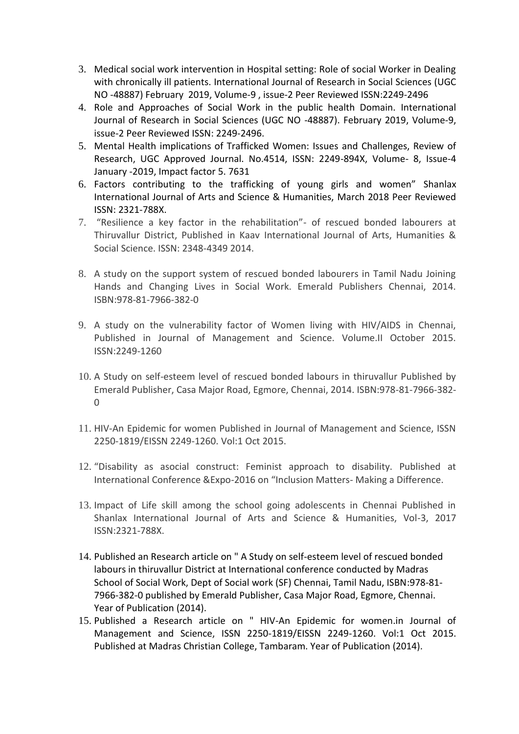3. Medical social work intervention in Hospital setting: Role of social Worker in Dealing with chronically ill patients. International Journal of Research in Social Sciences (UGC NO -48887) February 2019, Volume-9 , issue-2 Peer Reviewed ISSN:2249-2496
4. Role and Approaches of Social Work in the public health Domain. International Journal of Research in Social Sciences (UGC NO -48887). February 2019, Volume-9, issue-2 Peer Reviewed ISSN: 2249-2496.
5. Mental Health implications of Trafficked Women: Issues and Challenges, Review of Research, UGC Approved Journal. No.4514, ISSN: 2249-894X, Volume- 8, Issue-4 January -2019, Impact factor 5. 7631
6. Factors contributing to the trafficking of young girls and women" Shanlax International Journal of Arts and Science & Humanities, March 2018 Peer Reviewed ISSN: 2321-788X.
7. "Resilience a key factor in the rehabilitation"- of rescued bonded labourers at Thiruvallur District, Published in Kaav International Journal of Arts, Humanities & Social Science. ISSN: 2348-4349 2014.
8. A study on the support system of rescued bonded labourers in Tamil Nadu Joining Hands and Changing Lives in Social Work. Emerald Publishers Chennai, 2014. ISBN:978-81-7966-382-0
9. A study on the vulnerability factor of Women living with HIV/AIDS in Chennai, Published in Journal of Management and Science. Volume.II October 2015. ISSN:2249-1260
10. A Study on self-esteem level of rescued bonded labours in thiruvallur Published by Emerald Publisher, Casa Major Road, Egmore, Chennai, 2014. ISBN:978-81-7966-382-0
11. HIV-An Epidemic for women Published in Journal of Management and Science, ISSN 2250-1819/EISSN 2249-1260. Vol:1 Oct 2015.
12. "Disability as asocial construct: Feminist approach to disability. Published at International Conference &Expo-2016 on "Inclusion Matters- Making a Difference.
13. Impact of Life skill among the school going adolescents in Chennai Published in Shanlax International Journal of Arts and Science & Humanities, Vol-3, 2017 ISSN:2321-788X.
14. Published an Research article on " A Study on self-esteem level of rescued bonded labours in thiruvallur District at International conference conducted by Madras School of Social Work, Dept of Social work (SF) Chennai, Tamil Nadu, ISBN:978-81-7966-382-0 published by Emerald Publisher, Casa Major Road, Egmore, Chennai. Year of Publication (2014).
15. Published a Research article on " HIV-An Epidemic for women.in Journal of Management and Science, ISSN 2250-1819/EISSN 2249-1260. Vol:1 Oct 2015. Published at Madras Christian College, Tambaram. Year of Publication (2014).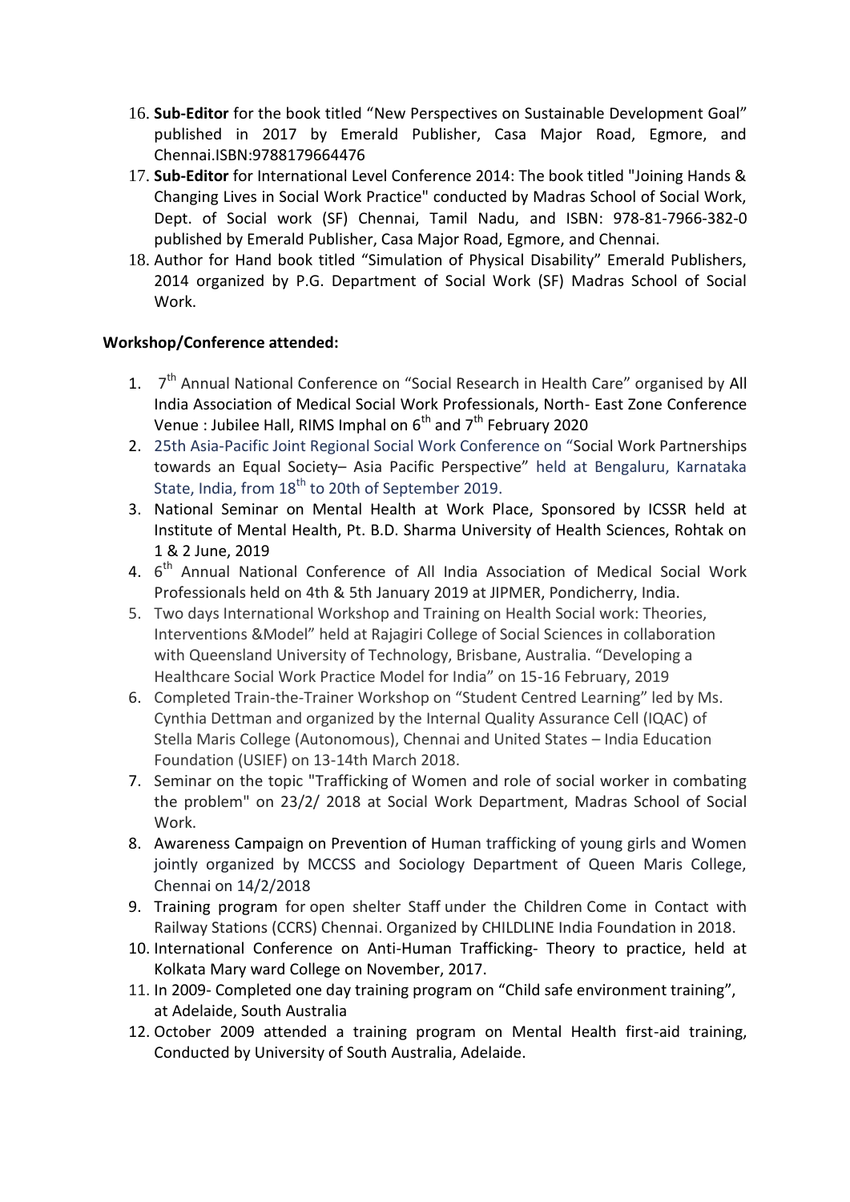16. **Sub-Editor** for the book titled "New Perspectives on Sustainable Development Goal" published in 2017 by Emerald Publisher, Casa Major Road, Egmore, and Chennai.ISBN:9788179664476
17. **Sub-Editor** for International Level Conference 2014: The book titled "Joining Hands & Changing Lives in Social Work Practice" conducted by Madras School of Social Work, Dept. of Social work (SF) Chennai, Tamil Nadu, and ISBN: 978-81-7966-382-0 published by Emerald Publisher, Casa Major Road, Egmore, and Chennai.
18. Author for Hand book titled "Simulation of Physical Disability" Emerald Publishers, 2014 organized by P.G. Department of Social Work (SF) Madras School of Social Work.

**Workshop/Conference attended:**

1. 7th Annual National Conference on "Social Research in Health Care" organised by All India Association of Medical Social Work Professionals, North- East Zone Conference Venue : Jubilee Hall, RIMS Imphal on 6th and 7th February 2020
2. 25th Asia-Pacific Joint Regional Social Work Conference on "Social Work Partnerships towards an Equal Society– Asia Pacific Perspective" held at Bengaluru, Karnataka State, India, from 18th to 20th of September 2019.
3. National Seminar on Mental Health at Work Place, Sponsored by ICSSR held at Institute of Mental Health, Pt. B.D. Sharma University of Health Sciences, Rohtak on 1 & 2 June, 2019
4. 6th Annual National Conference of All India Association of Medical Social Work Professionals held on 4th & 5th January 2019 at JIPMER, Pondicherry, India.
5. Two days International Workshop and Training on Health Social work: Theories, Interventions &Model" held at Rajagiri College of Social Sciences in collaboration with Queensland University of Technology, Brisbane, Australia. "Developing a Healthcare Social Work Practice Model for India" on 15-16 February, 2019
6. Completed Train-the-Trainer Workshop on "Student Centred Learning" led by Ms. Cynthia Dettman and organized by the Internal Quality Assurance Cell (IQAC) of Stella Maris College (Autonomous), Chennai and United States – India Education Foundation (USIEF) on 13-14th March 2018.
7. Seminar on the topic "Trafficking of Women and role of social worker in combating the problem" on 23/2/ 2018 at Social Work Department, Madras School of Social Work.
8. Awareness Campaign on Prevention of Human trafficking of young girls and Women jointly organized by MCCSS and Sociology Department of Queen Maris College, Chennai on 14/2/2018
9. Training program for open shelter Staff under the Children Come in Contact with Railway Stations (CCRS) Chennai. Organized by CHILDLINE India Foundation in 2018.
10. International Conference on Anti-Human Trafficking- Theory to practice, held at Kolkata Mary ward College on November, 2017.
11. In 2009- Completed one day training program on "Child safe environment training", at Adelaide, South Australia
12. October 2009 attended a training program on Mental Health first-aid training, Conducted by University of South Australia, Adelaide.